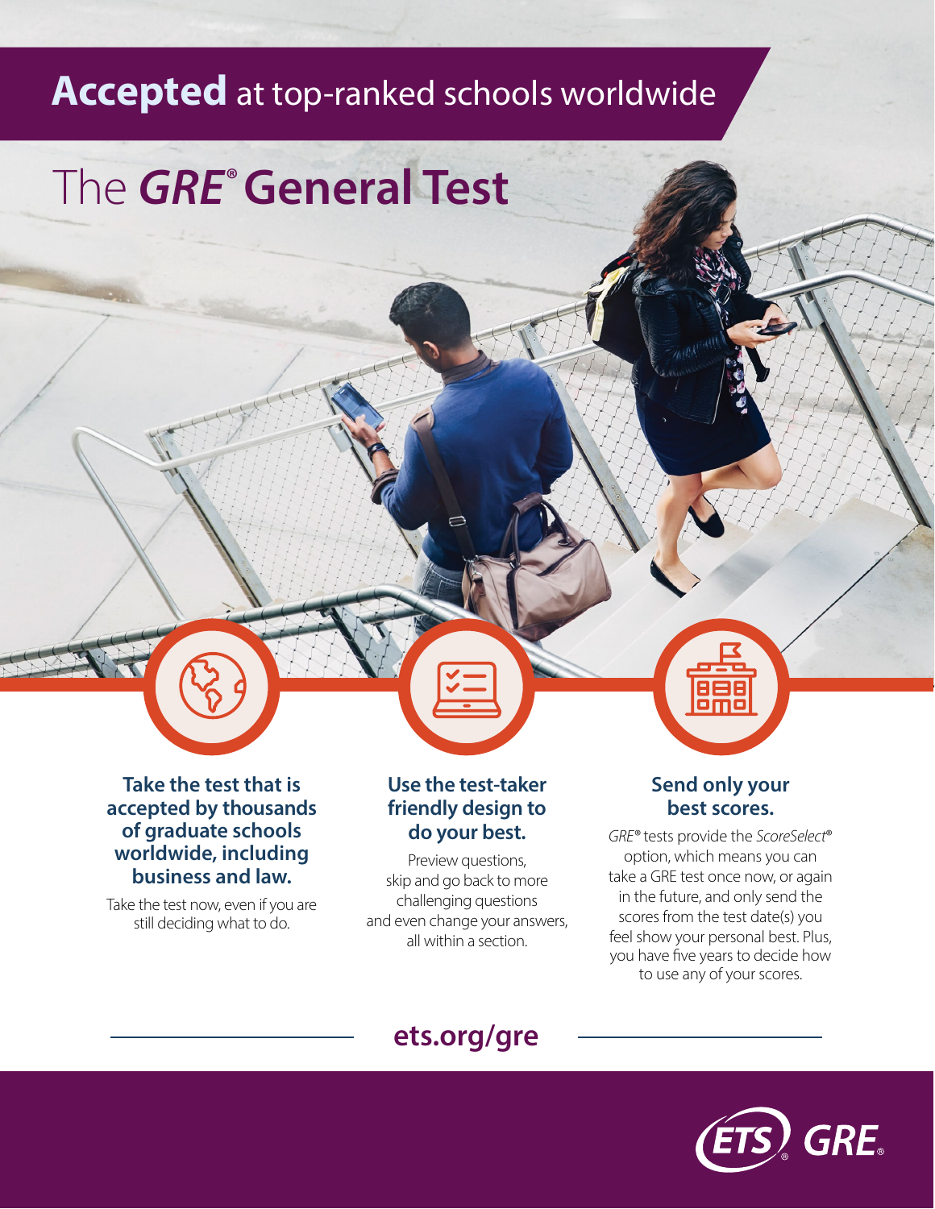**Accepted** at top-ranked schools worldwide

# The *GRE*® General Test

### Take the test that is accepted by thousands of graduate schools worldwide, including business and law.

Take the test now, even if you are still deciding what to do.

### Use the test-taker friendly design to do your best.

Preview questions, skip and go back to more challenging questions and even change your answers, all within a section.

### Send only your best scores.

*GRE*® tests provide the *ScoreSelect*® option, which means you can take a GRE test once now, or again in the future, and only send the scores from the test date(s) you feel show your personal best. Plus, you have five years to decide how to use any of your scores.

**ets.org/gre**

ETS® GRE®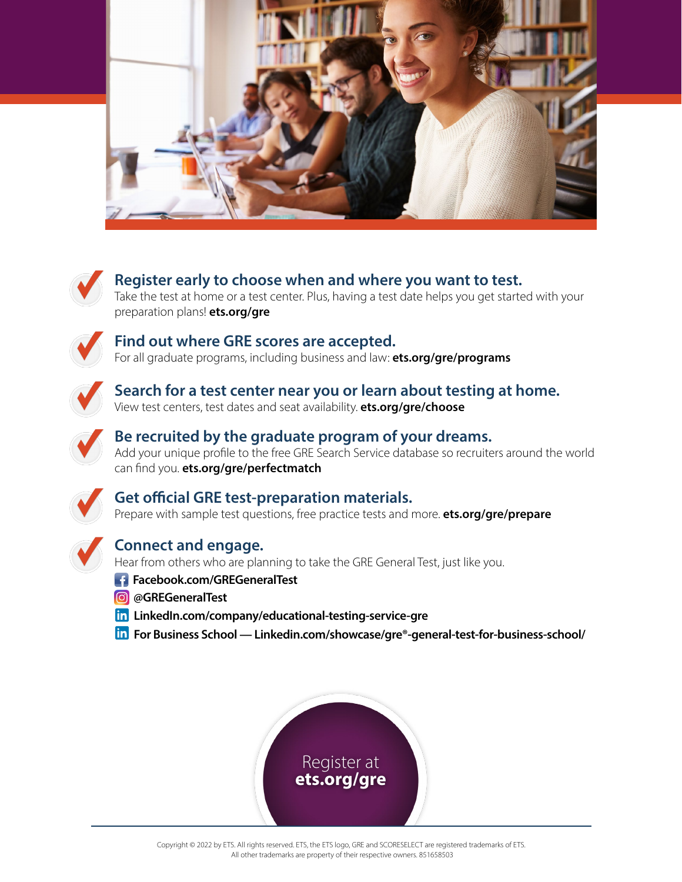### Register early to choose when and where you want to test.

Take the test at home or a test center. Plus, having a test date helps you get started with your preparation plans! **ets.org/gre**

### Find out where GRE scores are accepted.

For all graduate programs, including business and law: **ets.org/gre/programs**

### Search for a test center near you or learn about testing at home.

View test centers, test dates and seat availability. **ets.org/gre/choose**

### Be recruited by the graduate program of your dreams.

Add your unique profile to the free GRE Search Service database so recruiters around the world can find you. **ets.org/gre/perfectmatch**

### Get official GRE test-preparation materials.

Prepare with sample test questions, free practice tests and more. **ets.org/gre/prepare**

### Connect and engage.

Hear from others who are planning to take the GRE General Test, just like you.

- **Facebook.com/GREGeneralTest**
- **@GREGeneralTest**
- **LinkedIn.com/company/educational-testing-service-gre**
- **For Business School — Linkedin.com/showcase/gre®-general-test-for-business-school/**

Register at **ets.org/gre**

Copyright © 2022 by ETS. All rights reserved. ETS, the ETS logo, GRE and SCORESELECT are registered trademarks of ETS. All other trademarks are property of their respective owners. 851658503